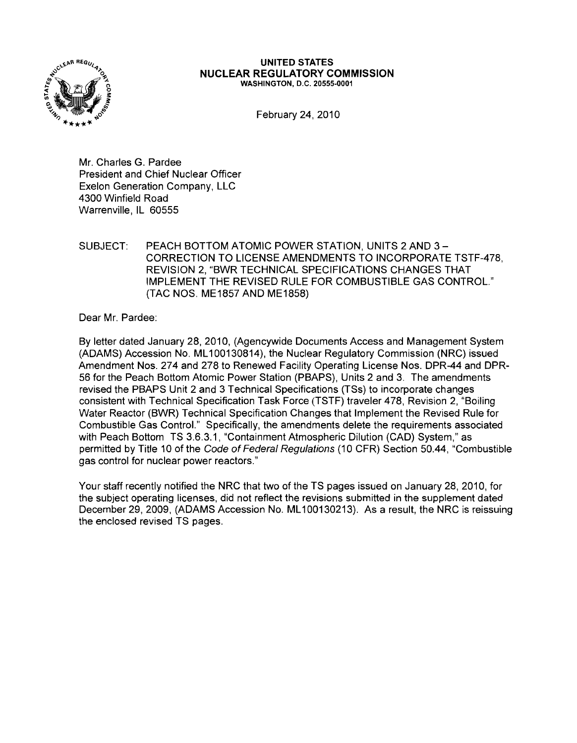**UNITED STATES**
**NUCLEAR REGULATORY COMMISSION**
WASHINGTON, D.C. 20555-0001

February 24, 2010

Mr. Charles G. Pardee
President and Chief Nuclear Officer
Exelon Generation Company, LLC
4300 Winfield Road
Warrenville, IL 60555

SUBJECT: PEACH BOTTOM ATOMIC POWER STATION, UNITS 2 AND 3 – CORRECTION TO LICENSE AMENDMENTS TO INCORPORATE TSTF-478, REVISION 2, "BWR TECHNICAL SPECIFICATIONS CHANGES THAT IMPLEMENT THE REVISED RULE FOR COMBUSTIBLE GAS CONTROL." (TAC NOS. ME1857 AND ME1858)

Dear Mr. Pardee:

By letter dated January 28, 2010, (Agencywide Documents Access and Management System (ADAMS) Accession No. ML100130814), the Nuclear Regulatory Commission (NRC) issued Amendment Nos. 274 and 278 to Renewed Facility Operating License Nos. DPR-44 and DPR-56 for the Peach Bottom Atomic Power Station (PBAPS), Units 2 and 3. The amendments revised the PBAPS Unit 2 and 3 Technical Specifications (TSs) to incorporate changes consistent with Technical Specification Task Force (TSTF) traveler 478, Revision 2, "Boiling Water Reactor (BWR) Technical Specification Changes that Implement the Revised Rule for Combustible Gas Control." Specifically, the amendments delete the requirements associated with Peach Bottom TS 3.6.3.1, "Containment Atmospheric Dilution (CAD) System," as permitted by Title 10 of the *Code of Federal Regulations* (10 CFR) Section 50.44, "Combustible gas control for nuclear power reactors."

Your staff recently notified the NRC that two of the TS pages issued on January 28, 2010, for the subject operating licenses, did not reflect the revisions submitted in the supplement dated December 29, 2009, (ADAMS Accession No. ML100130213). As a result, the NRC is reissuing the enclosed revised TS pages.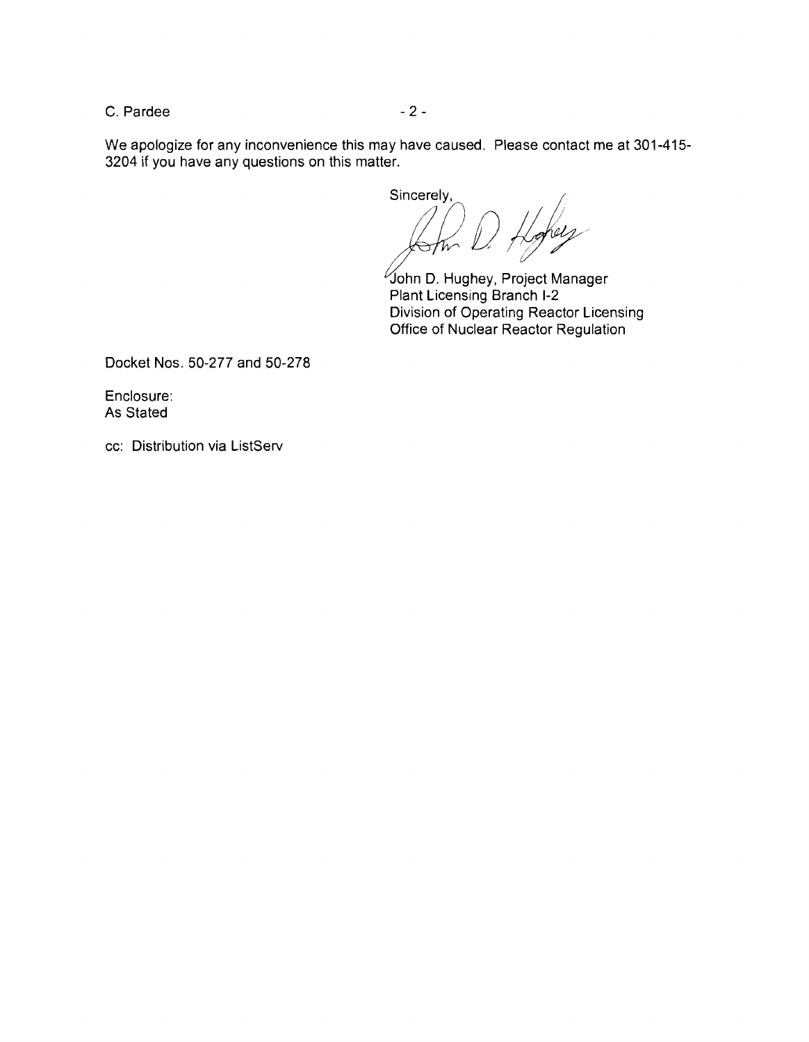We apologize for any inconvenience this may have caused. Please contact me at 301-415-3204 if you have any questions on this matter.

Sincerely,

John D. Hughey, Project Manager
Plant Licensing Branch I-2
Division of Operating Reactor Licensing
Office of Nuclear Reactor Regulation

Docket Nos. 50-277 and 50-278

Enclosure:
As Stated

cc: Distribution via ListServ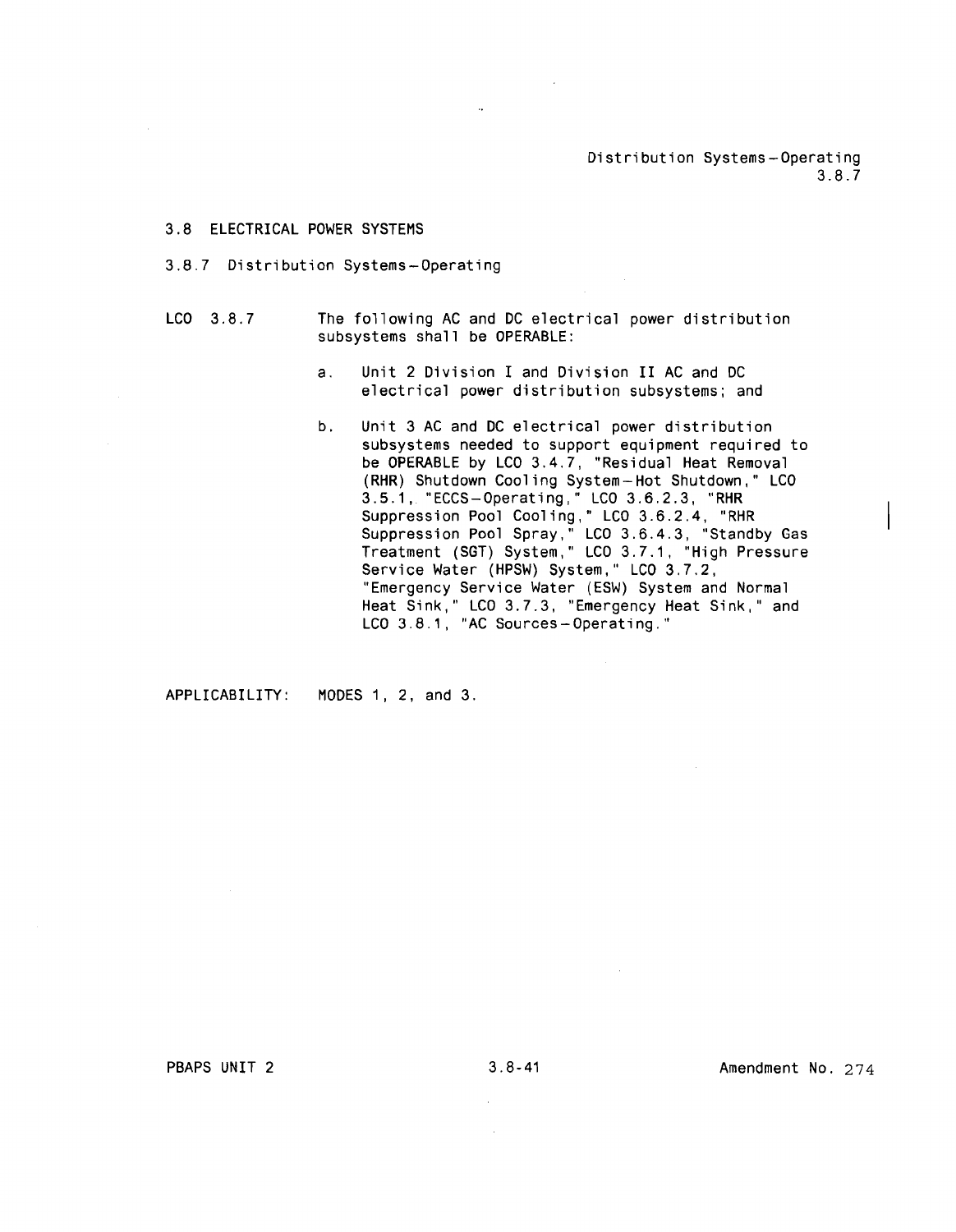## 3.8 ELECTRICAL POWER SYSTEMS

### 3.8.7 Distribution Systems—Operating

LCO 3.8.7 The following AC and DC electrical power distribution subsystems shall be OPERABLE:

a. Unit 2 Division I and Division II AC and DC electrical power distribution subsystems; and

b. Unit 3 AC and DC electrical power distribution subsystems needed to support equipment required to be OPERABLE by LCO 3.4.7, "Residual Heat Removal (RHR) Shutdown Cooling System—Hot Shutdown," LCO 3.5.1, "ECCS—Operating," LCO 3.6.2.3, "RHR Suppression Pool Cooling," LCO 3.6.2.4, "RHR Suppression Pool Spray," LCO 3.6.4.3, "Standby Gas Treatment (SGT) System," LCO 3.7.1, "High Pressure Service Water (HPSW) System," LCO 3.7.2, "Emergency Service Water (ESW) System and Normal Heat Sink," LCO 3.7.3, "Emergency Heat Sink," and LCO 3.8.1, "AC Sources—Operating."

APPLICABILITY: MODES 1, 2, and 3.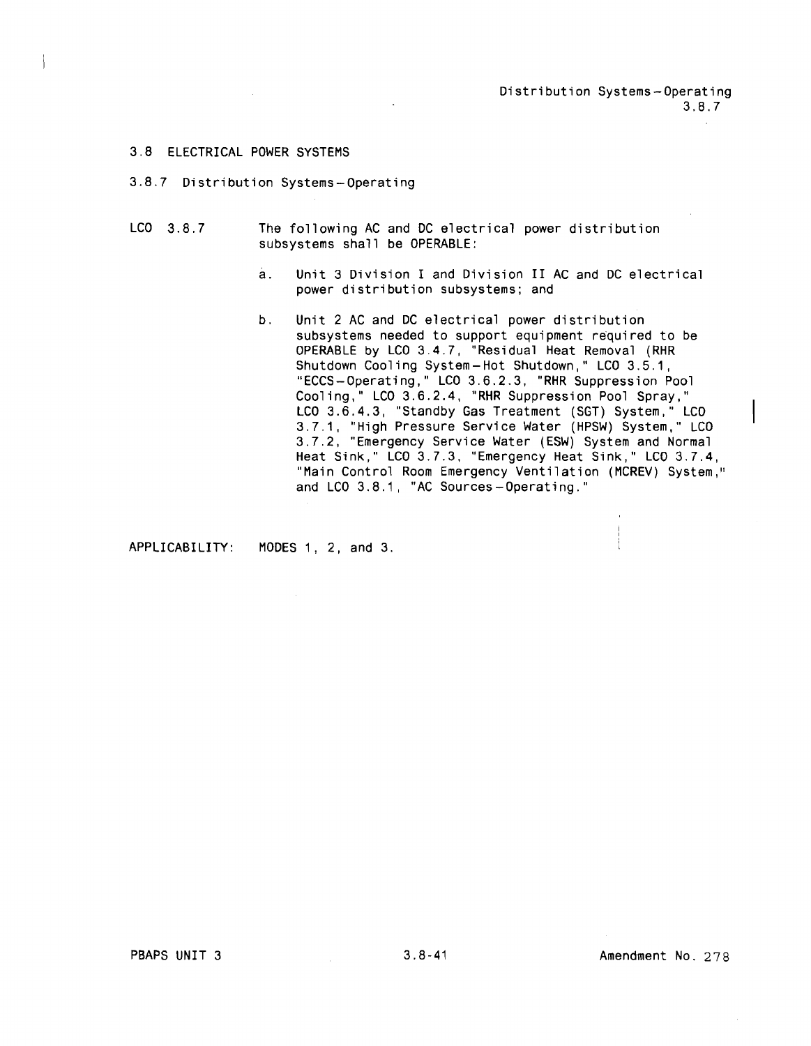## 3.8 ELECTRICAL POWER SYSTEMS

### 3.8.7 Distribution Systems—Operating

LCO 3.8.7 The following AC and DC electrical power distribution subsystems shall be OPERABLE:

a. Unit 3 Division I and Division II AC and DC electrical power distribution subsystems; and

b. Unit 2 AC and DC electrical power distribution subsystems needed to support equipment required to be OPERABLE by LCO 3.4.7, "Residual Heat Removal (RHR Shutdown Cooling System—Hot Shutdown," LCO 3.5.1, "ECCS—Operating," LCO 3.6.2.3, "RHR Suppression Pool Cooling," LCO 3.6.2.4, "RHR Suppression Pool Spray," LCO 3.6.4.3, "Standby Gas Treatment (SGT) System," LCO 3.7.1, "High Pressure Service Water (HPSW) System," LCO 3.7.2, "Emergency Service Water (ESW) System and Normal Heat Sink," LCO 3.7.3, "Emergency Heat Sink," LCO 3.7.4, "Main Control Room Emergency Ventilation (MCREV) System," and LCO 3.8.1, "AC Sources—Operating."

APPLICABILITY: MODES 1, 2, and 3.

PBAPS UNIT 3 3.8-41 Amendment No. 278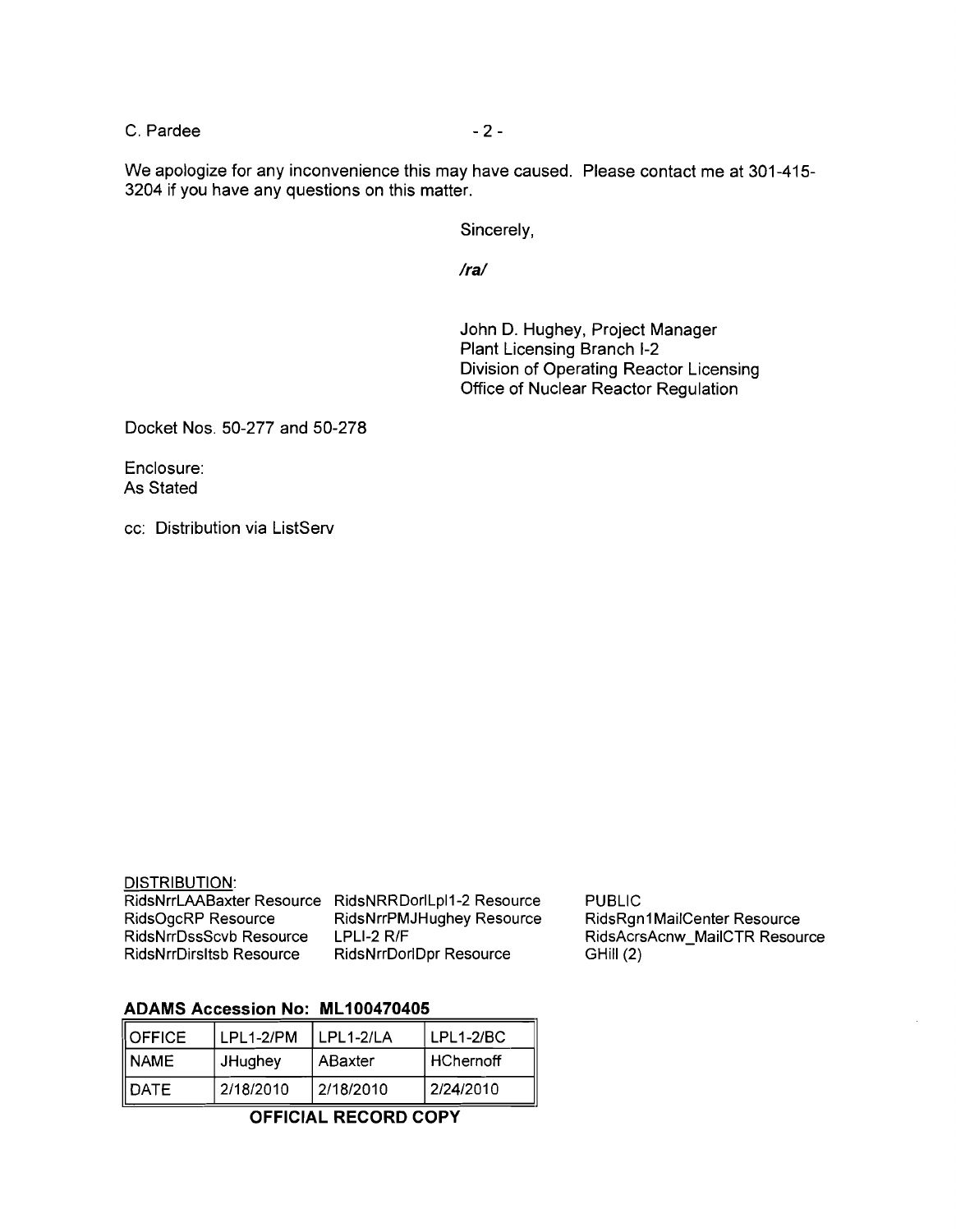We apologize for any inconvenience this may have caused. Please contact me at 301-415-3204 if you have any questions on this matter.

Sincerely,

*/ra/*

John D. Hughey, Project Manager
Plant Licensing Branch I-2
Division of Operating Reactor Licensing
Office of Nuclear Reactor Regulation

Docket Nos. 50-277 and 50-278

Enclosure:
As Stated

cc: Distribution via ListServ

DISTRIBUTION:

RidsNrrLAABaxter Resource
RidsOgcRP Resource
RidsNrrDssScvb Resource
RidsNrrDirsItsb Resource
RidsNRRDorlLpl1-2 Resource
RidsNrrPMJHughey Resource
LPLI-2 R/F
RidsNrrDorlDpr Resource
PUBLIC
RidsRgn1MailCenter Resource
RidsAcrsAcnw_MailCTR Resource
GHill (2)

**ADAMS Accession No: ML100470405**

| OFFICE | LPL1-2/PM | LPL1-2/LA | LPL1-2/BC |
|---|---|---|---|
| NAME | JHughey | ABaxter | HChernoff |
| DATE | 2/18/2010 | 2/18/2010 | 2/24/2010 |

**OFFICIAL RECORD COPY**